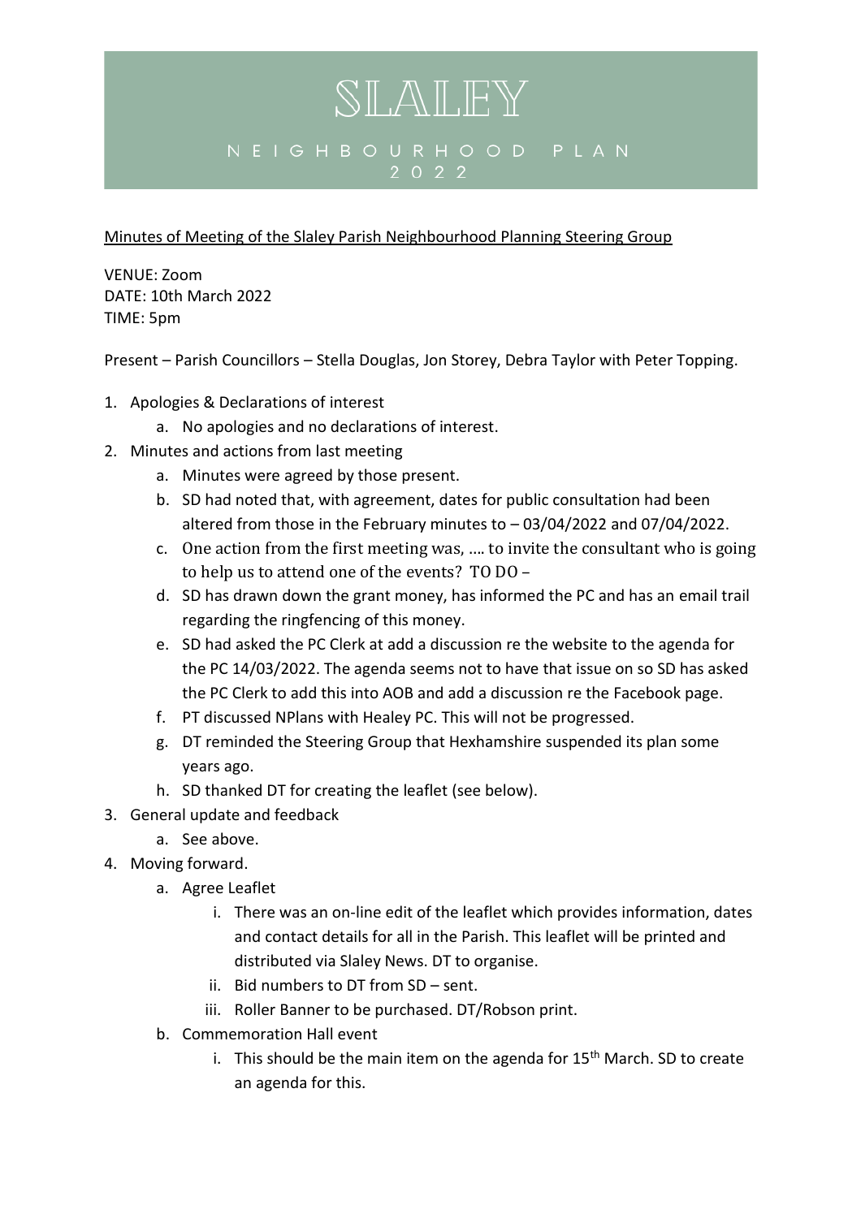# SLALEY

NEIGHBOURHOOD PLAN 2022

Minutes of Meeting of the Slaley Parish Neighbourhood Planning Steering Group

VENUE: Zoom
DATE: 10th March 2022
TIME: 5pm

Present – Parish Councillors – Stella Douglas, Jon Storey, Debra Taylor with Peter Topping.

1. Apologies & Declarations of interest
    a. No apologies and no declarations of interest.
2. Minutes and actions from last meeting
    a. Minutes were agreed by those present.
    b. SD had noted that, with agreement, dates for public consultation had been altered from those in the February minutes to – 03/04/2022 and 07/04/2022.
    c. One action from the first meeting was, …. to invite the consultant who is going to help us to attend one of the events? TO DO –
    d. SD has drawn down the grant money, has informed the PC and has an email trail regarding the ringfencing of this money.
    e. SD had asked the PC Clerk at add a discussion re the website to the agenda for the PC 14/03/2022. The agenda seems not to have that issue on so SD has asked the PC Clerk to add this into AOB and add a discussion re the Facebook page.
    f. PT discussed NPlans with Healey PC. This will not be progressed.
    g. DT reminded the Steering Group that Hexhamshire suspended its plan some years ago.
    h. SD thanked DT for creating the leaflet (see below).
3. General update and feedback
    a. See above.
4. Moving forward.
    a. Agree Leaflet
        i. There was an on-line edit of the leaflet which provides information, dates and contact details for all in the Parish. This leaflet will be printed and distributed via Slaley News. DT to organise.
        ii. Bid numbers to DT from SD – sent.
        iii. Roller Banner to be purchased. DT/Robson print.
    b. Commemoration Hall event
        i. This should be the main item on the agenda for 15th March. SD to create an agenda for this.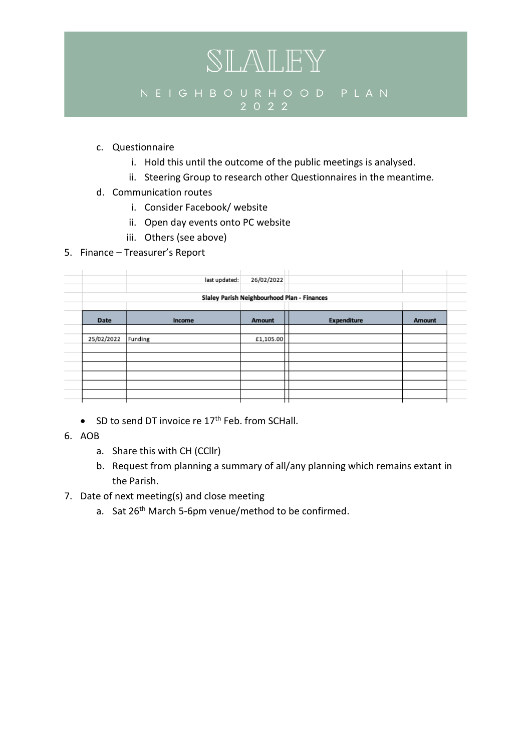c. Questionnaire
    i. Hold this until the outcome of the public meetings is analysed.
    ii. Steering Group to research other Questionnaires in the meantime.

d. Communication routes
    i. Consider Facebook/ website
    ii. Open day events onto PC website
    iii. Others (see above)

5. Finance – Treasurer's Report

last updated: 26/02/2022

**Slaley Parish Neighbourhood Plan - Finances**

| Date | Income | Amount | Expenditure | Amount |
|---|---|---|---|---|
| 25/02/2022 | Funding | £1,105.00 | | |
| | | | | |
| | | | | |
| | | | | |
| | | | | |
| | | | | |
| | | | | |

- SD to send DT invoice re 17th Feb. from SCHall.

6. AOB
    a. Share this with CH (CCllr)
    b. Request from planning a summary of all/any planning which remains extant in the Parish.

7. Date of next meeting(s) and close meeting
    a. Sat 26th March 5-6pm venue/method to be confirmed.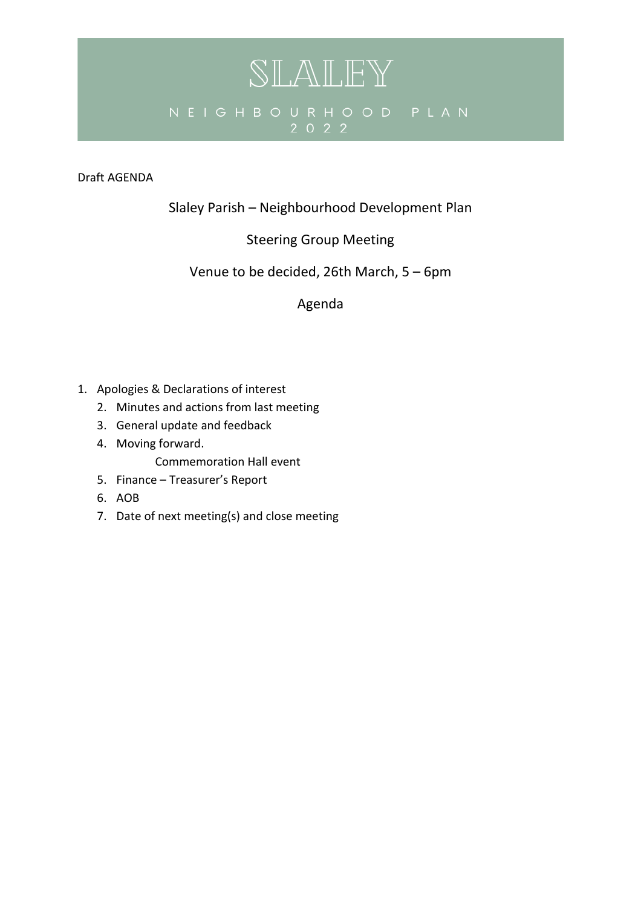# SLALEY

NEIGHBOURHOOD PLAN 2022

Draft AGENDA

Slaley Parish – Neighbourhood Development Plan

Steering Group Meeting

Venue to be decided, 26th March, 5 – 6pm

Agenda

1. Apologies & Declarations of interest
2. Minutes and actions from last meeting
3. General update and feedback
4. Moving forward.
   Commemoration Hall event
5. Finance – Treasurer's Report
6. AOB
7. Date of next meeting(s) and close meeting